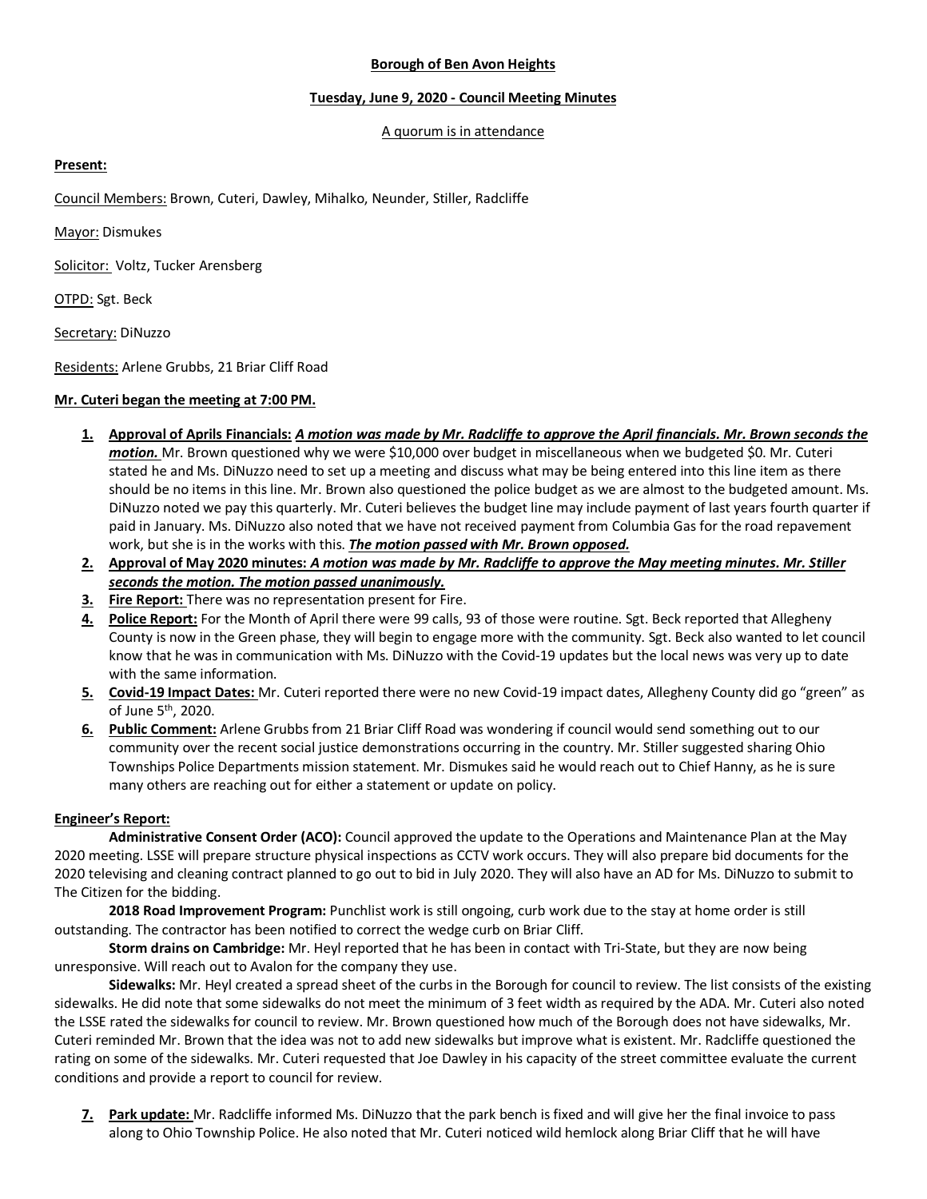**Borough of Ben Avon Heights**

**Tuesday, June 9, 2020 - Council Meeting Minutes**

A quorum is in attendance

**Present:**

Council Members: Brown, Cuteri, Dawley, Mihalko, Neunder, Stiller, Radcliffe

Mayor: Dismukes

Solicitor: Voltz, Tucker Arensberg

OTPD: Sgt. Beck

Secretary: DiNuzzo

Residents: Arlene Grubbs, 21 Briar Cliff Road

**Mr. Cuteri began the meeting at 7:00 PM.**

1. **Approval of Aprils Financials:** ***A motion was made by Mr. Radcliffe to approve the April financials. Mr. Brown seconds the motion.*** Mr. Brown questioned why we were $10,000 over budget in miscellaneous when we budgeted $0. Mr. Cuteri stated he and Ms. DiNuzzo need to set up a meeting and discuss what may be being entered into this line item as there should be no items in this line. Mr. Brown also questioned the police budget as we are almost to the budgeted amount. Ms. DiNuzzo noted we pay this quarterly. Mr. Cuteri believes the budget line may include payment of last years fourth quarter if paid in January. Ms. DiNuzzo also noted that we have not received payment from Columbia Gas for the road repavement work, but she is in the works with this. ***The motion passed with Mr. Brown opposed.***
2. **Approval of May 2020 minutes:** ***A motion was made by Mr. Radcliffe to approve the May meeting minutes. Mr. Stiller seconds the motion. The motion passed unanimously.***
3. **Fire Report:** There was no representation present for Fire.
4. **Police Report:** For the Month of April there were 99 calls, 93 of those were routine. Sgt. Beck reported that Allegheny County is now in the Green phase, they will begin to engage more with the community. Sgt. Beck also wanted to let council know that he was in communication with Ms. DiNuzzo with the Covid-19 updates but the local news was very up to date with the same information.
5. **Covid-19 Impact Dates:** Mr. Cuteri reported there were no new Covid-19 impact dates, Allegheny County did go "green" as of June 5th, 2020.
6. **Public Comment:** Arlene Grubbs from 21 Briar Cliff Road was wondering if council would send something out to our community over the recent social justice demonstrations occurring in the country. Mr. Stiller suggested sharing Ohio Townships Police Departments mission statement. Mr. Dismukes said he would reach out to Chief Hanny, as he is sure many others are reaching out for either a statement or update on policy.

**Engineer's Report:**

**Administrative Consent Order (ACO):** Council approved the update to the Operations and Maintenance Plan at the May 2020 meeting. LSSE will prepare structure physical inspections as CCTV work occurs. They will also prepare bid documents for the 2020 televising and cleaning contract planned to go out to bid in July 2020. They will also have an AD for Ms. DiNuzzo to submit to The Citizen for the bidding.

**2018 Road Improvement Program:** Punchlist work is still ongoing, curb work due to the stay at home order is still outstanding. The contractor has been notified to correct the wedge curb on Briar Cliff.

**Storm drains on Cambridge:** Mr. Heyl reported that he has been in contact with Tri-State, but they are now being unresponsive. Will reach out to Avalon for the company they use.

**Sidewalks:** Mr. Heyl created a spread sheet of the curbs in the Borough for council to review. The list consists of the existing sidewalks. He did note that some sidewalks do not meet the minimum of 3 feet width as required by the ADA. Mr. Cuteri also noted the LSSE rated the sidewalks for council to review. Mr. Brown questioned how much of the Borough does not have sidewalks, Mr. Cuteri reminded Mr. Brown that the idea was not to add new sidewalks but improve what is existent. Mr. Radcliffe questioned the rating on some of the sidewalks. Mr. Cuteri requested that Joe Dawley in his capacity of the street committee evaluate the current conditions and provide a report to council for review.

7. **Park update:** Mr. Radcliffe informed Ms. DiNuzzo that the park bench is fixed and will give her the final invoice to pass along to Ohio Township Police. He also noted that Mr. Cuteri noticed wild hemlock along Briar Cliff that he will have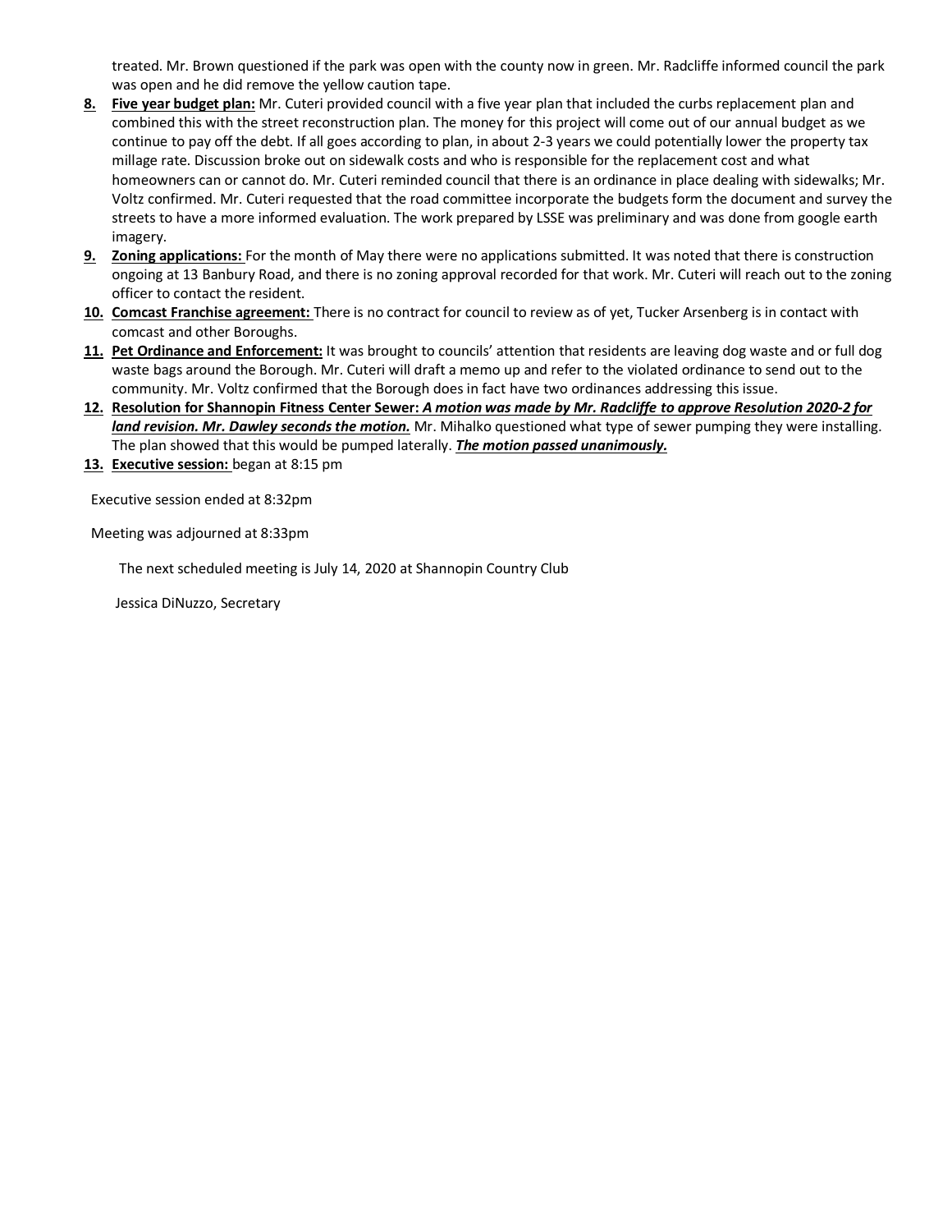treated. Mr. Brown questioned if the park was open with the county now in green. Mr. Radcliffe informed council the park was open and he did remove the yellow caution tape.

8. **Five year budget plan:** Mr. Cuteri provided council with a five year plan that included the curbs replacement plan and combined this with the street reconstruction plan. The money for this project will come out of our annual budget as we continue to pay off the debt. If all goes according to plan, in about 2-3 years we could potentially lower the property tax millage rate. Discussion broke out on sidewalk costs and who is responsible for the replacement cost and what homeowners can or cannot do. Mr. Cuteri reminded council that there is an ordinance in place dealing with sidewalks; Mr. Voltz confirmed. Mr. Cuteri requested that the road committee incorporate the budgets form the document and survey the streets to have a more informed evaluation. The work prepared by LSSE was preliminary and was done from google earth imagery.
9. **Zoning applications:** For the month of May there were no applications submitted. It was noted that there is construction ongoing at 13 Banbury Road, and there is no zoning approval recorded for that work. Mr. Cuteri will reach out to the zoning officer to contact the resident.
10. **Comcast Franchise agreement:** There is no contract for council to review as of yet, Tucker Arsenberg is in contact with comcast and other Boroughs.
11. **Pet Ordinance and Enforcement:** It was brought to councils' attention that residents are leaving dog waste and or full dog waste bags around the Borough. Mr. Cuteri will draft a memo up and refer to the violated ordinance to send out to the community. Mr. Voltz confirmed that the Borough does in fact have two ordinances addressing this issue.
12. **Resolution for Shannopin Fitness Center Sewer:** ***A motion was made by Mr. Radcliffe to approve Resolution 2020-2 for land revision. Mr. Dawley seconds the motion.*** Mr. Mihalko questioned what type of sewer pumping they were installing. The plan showed that this would be pumped laterally. ***The motion passed unanimously.***
13. **Executive session:** began at 8:15 pm

Executive session ended at 8:32pm

Meeting was adjourned at 8:33pm

The next scheduled meeting is July 14, 2020 at Shannopin Country Club

Jessica DiNuzzo, Secretary